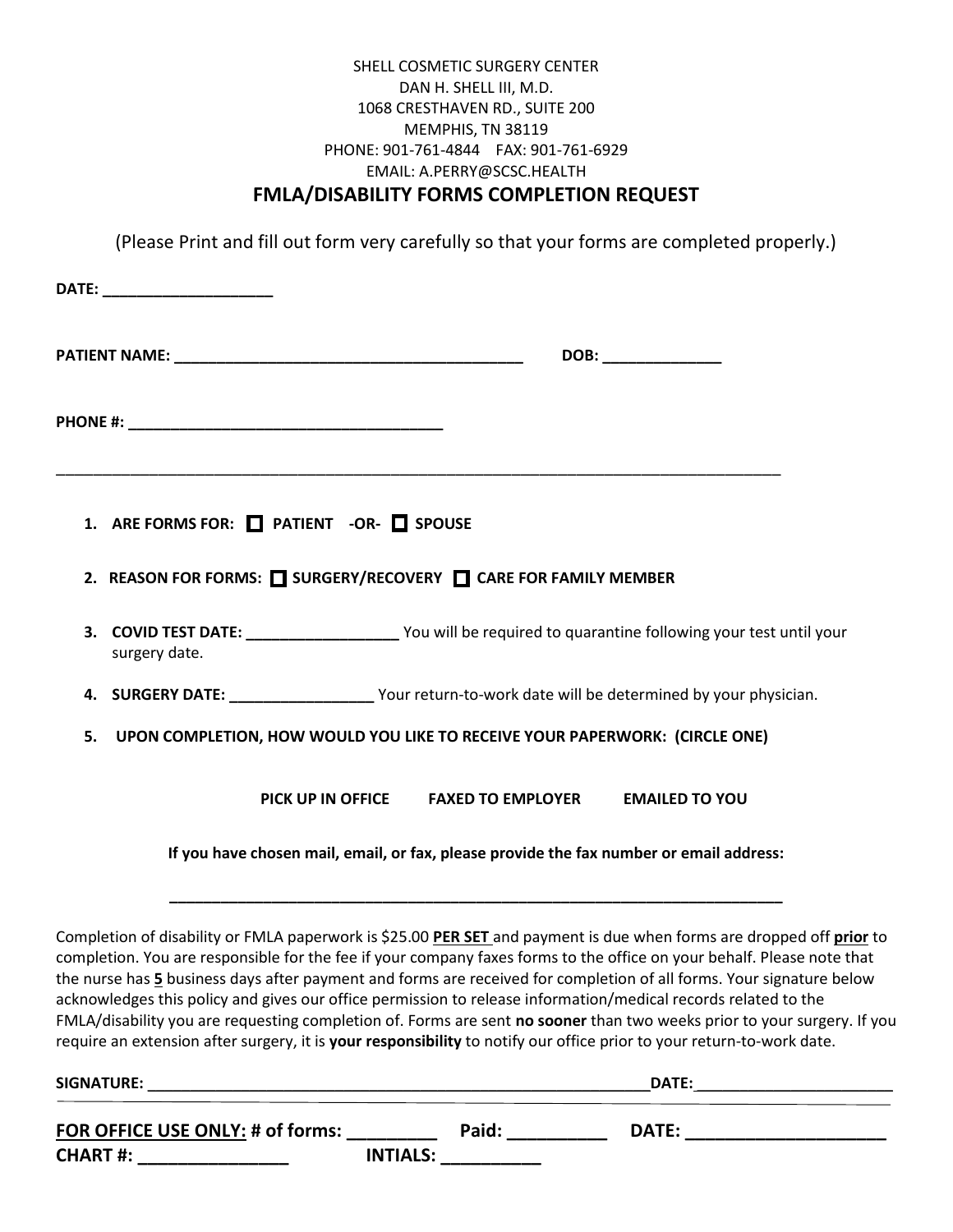SHELL COSMETIC SURGERY CENTER
DAN H. SHELL III, M.D.
1068 CRESTHAVEN RD., SUITE 200
MEMPHIS, TN 38119
PHONE: 901-761-4844    FAX: 901-761-6929
EMAIL: A.PERRY@SCSC.HEALTH

# FMLA/DISABILITY FORMS COMPLETION REQUEST

(Please Print and fill out form very carefully so that your forms are completed properly.)

**DATE: ____________________**

**PATIENT NAME: ________________________________________** **DOB: ______________**

**PHONE #: ____________________________________**

---

1. **ARE FORMS FOR:** ☐ **PATIENT -OR-** ☐ **SPOUSE**
2. **REASON FOR FORMS:** ☐ **SURGERY/RECOVERY** ☐ **CARE FOR FAMILY MEMBER**
3. **COVID TEST DATE: __________________** You will be required to quarantine following your test until your surgery date.
4. **SURGERY DATE: _________________** Your return-to-work date will be determined by your physician.
5. **UPON COMPLETION, HOW WOULD YOU LIKE TO RECEIVE YOUR PAPERWORK: (CIRCLE ONE)**

**PICK UP IN OFFICE    FAXED TO EMPLOYER    EMAILED TO YOU**

**If you have chosen mail, email, or fax, please provide the fax number or email address:**

**__________________________________________________________________________**

Completion of disability or FMLA paperwork is $25.00 **PER SET** and payment is due when forms are dropped off **prior** to completion. You are responsible for the fee if your company faxes forms to the office on your behalf. Please note that the nurse has **5** business days after payment and forms are received for completion of all forms. Your signature below acknowledges this policy and gives our office permission to release information/medical records related to the FMLA/disability you are requesting completion of. Forms are sent **no sooner** than two weeks prior to your surgery. If you require an extension after surgery, it is **your responsibility** to notify our office prior to your return-to-work date.

**SIGNATURE: ____________________________________________________________DATE:______________________**

---

**FOR OFFICE USE ONLY: # of forms: _________ Paid: __________ DATE: _____________________**
**CHART #: ________________ INTIALS: __________**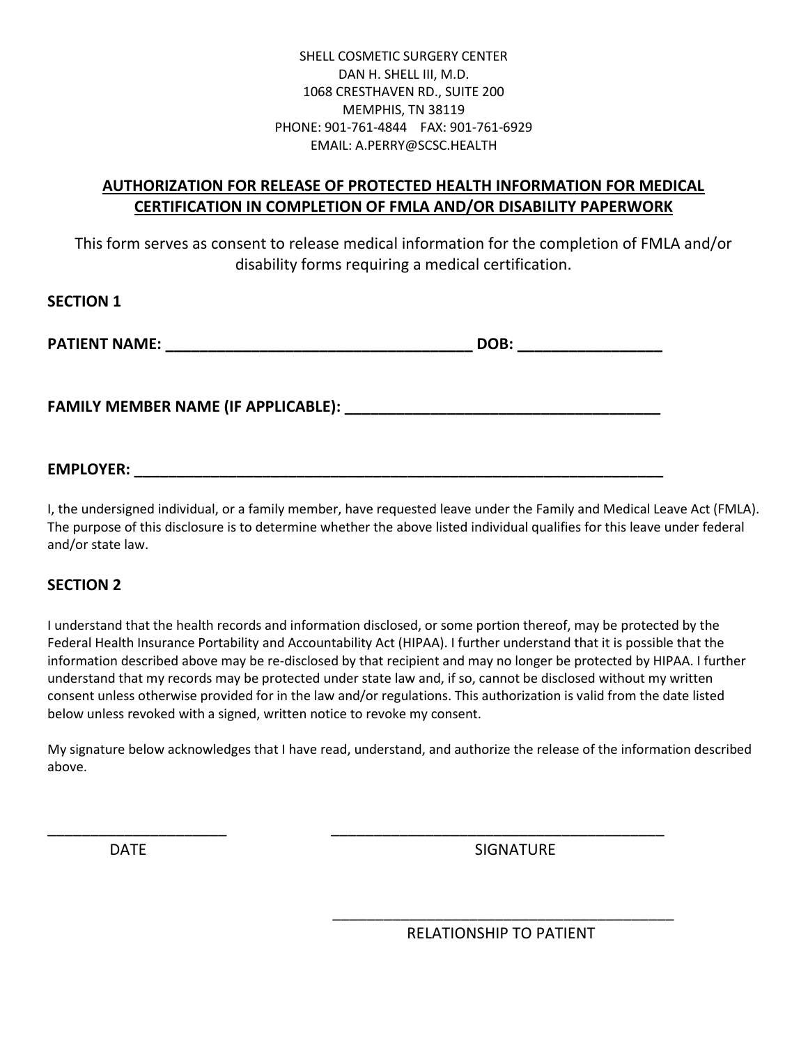SHELL COSMETIC SURGERY CENTER
DAN H. SHELL III, M.D.
1068 CRESTHAVEN RD., SUITE 200
MEMPHIS, TN 38119
PHONE: 901-761-4844 FAX: 901-761-6929
EMAIL: A.PERRY@SCSC.HEALTH

## AUTHORIZATION FOR RELEASE OF PROTECTED HEALTH INFORMATION FOR MEDICAL CERTIFICATION IN COMPLETION OF FMLA AND/OR DISABILITY PAPERWORK

This form serves as consent to release medical information for the completion of FMLA and/or disability forms requiring a medical certification.

### SECTION 1

**PATIENT NAME: ___________________________________ DOB: ________________**

**FAMILY MEMBER NAME (IF APPLICABLE): ____________________________________**

**EMPLOYER: ____________________________________________________________**

I, the undersigned individual, or a family member, have requested leave under the Family and Medical Leave Act (FMLA). The purpose of this disclosure is to determine whether the above listed individual qualifies for this leave under federal and/or state law.

### SECTION 2

I understand that the health records and information disclosed, or some portion thereof, may be protected by the Federal Health Insurance Portability and Accountability Act (HIPAA). I further understand that it is possible that the information described above may be re-disclosed by that recipient and may no longer be protected by HIPAA. I further understand that my records may be protected under state law and, if so, cannot be disclosed without my written consent unless otherwise provided for in the law and/or regulations. This authorization is valid from the date listed below unless revoked with a signed, written notice to revoke my consent.

My signature below acknowledges that I have read, understand, and authorize the release of the information described above.

______________________ ________________________________________

DATE SIGNATURE

________________________________________

RELATIONSHIP TO PATIENT